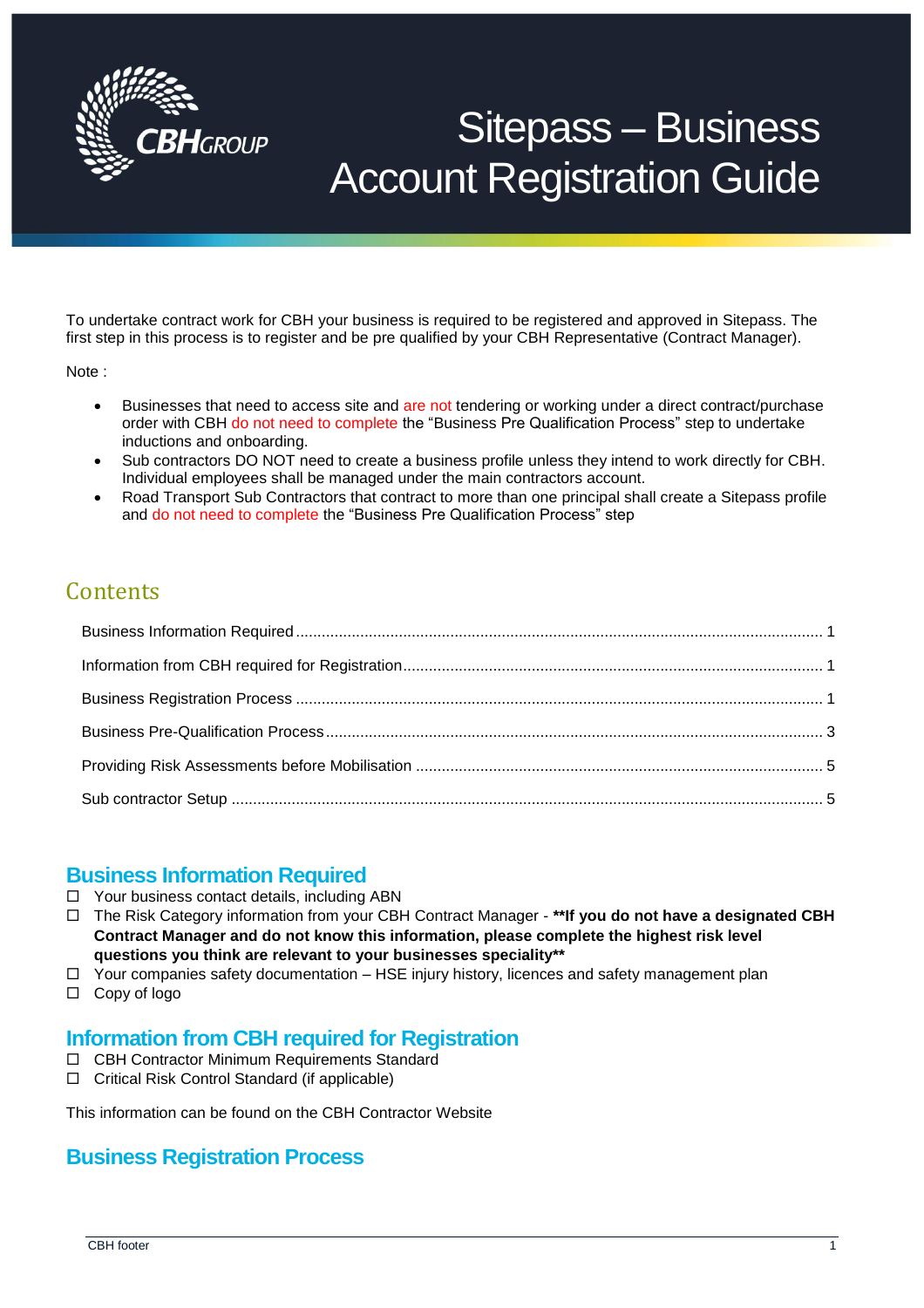# Sitepass – Business Account Registration Guide

To undertake contract work for CBH your business is required to be registered and approved in Sitepass. The first step in this process is to register and be pre qualified by your CBH Representative (Contract Manager).

Note :

- Businesses that need to access site and are not tendering or working under a direct contract/purchase order with CBH do not need to complete the "Business Pre Qualification Process" step to undertake inductions and onboarding.
- Sub contractors DO NOT need to create a business profile unless they intend to work directly for CBH. Individual employees shall be managed under the main contractors account.
- Road Transport Sub Contractors that contract to more than one principal shall create a Sitepass profile and do not need to complete the "Business Pre Qualification Process" step

## Contents

- Business Information Required ........ 1
- Information from CBH required for Registration ........ 1
- Business Registration Process ........ 1
- Business Pre-Qualification Process ........ 3
- Providing Risk Assessments before Mobilisation ........ 5
- Sub contractor Setup ........ 5

## Business Information Required

- ☐ Your business contact details, including ABN
- ☐ The Risk Category information from your CBH Contract Manager - **\*\*If you do not have a designated CBH Contract Manager and do not know this information, please complete the highest risk level questions you think are relevant to your businesses speciality\*\***
- ☐ Your companies safety documentation – HSE injury history, licences and safety management plan
- ☐ Copy of logo

## Information from CBH required for Registration

- ☐ CBH Contractor Minimum Requirements Standard
- ☐ Critical Risk Control Standard (if applicable)

This information can be found on the CBH Contractor Website

## Business Registration Process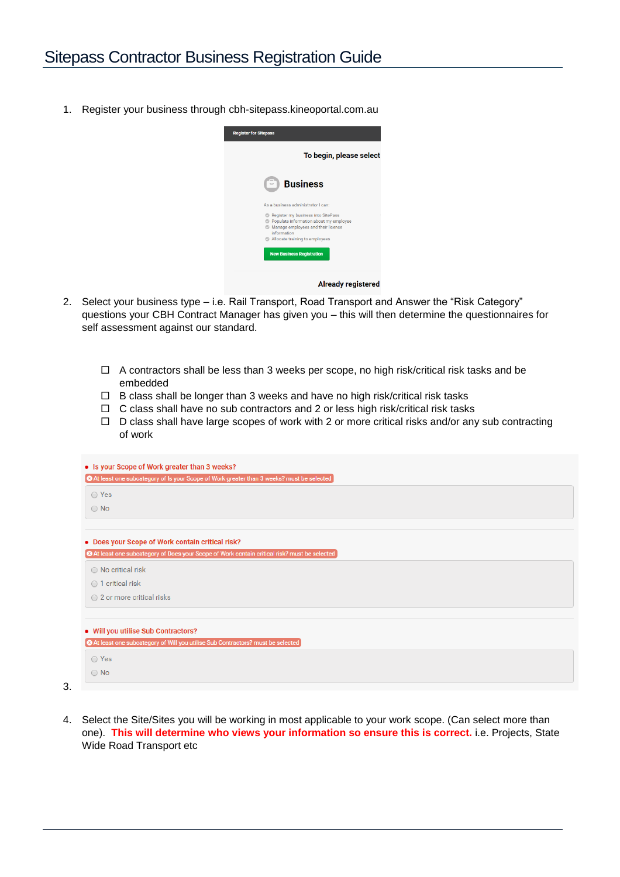# Sitepass Contractor Business Registration Guide

1. Register your business through cbh-sitepass.kineoportal.com.au

   Register for Sitepass

   To begin, please select

   **Business**

   As a business administrator I can:

   - Register my business into SitePass
   - Populate information about my employee
   - Manage employees and their licence information
   - Allocate training to employees

   New Business Registration

   Already registered

2. Select your business type – i.e. Rail Transport, Road Transport and Answer the "Risk Category" questions your CBH Contract Manager has given you – this will then determine the questionnaires for self assessment against our standard.

   - ☐ A contractors shall be less than 3 weeks per scope, no high risk/critical risk tasks and be embedded
   - ☐ B class shall be longer than 3 weeks and have no high risk/critical risk tasks
   - ☐ C class shall have no sub contractors and 2 or less high risk/critical risk tasks
   - ☐ D class shall have large scopes of work with 2 or more critical risks and/or any sub contracting of work

3. - **Is your Scope of Work greater than 3 weeks?**

     At least one subcategory of Is your Scope of Work greater than 3 weeks? must be selected

     - ○ Yes
     - ○ No

   - **Does your Scope of Work contain critical risk?**

     At least one subcategory of Does your Scope of Work contain critical risk? must be selected

     - ○ No critical risk
     - ○ 1 critical risk
     - ○ 2 or more critical risks

   - **Will you utilise Sub Contractors?**

     At least one subcategory of Will you utilise Sub Contractors? must be selected

     - ○ Yes
     - ○ No

4. Select the Site/Sites you will be working in most applicable to your work scope. (Can select more than one). **This will determine who views your information so ensure this is correct.** i.e. Projects, State Wide Road Transport etc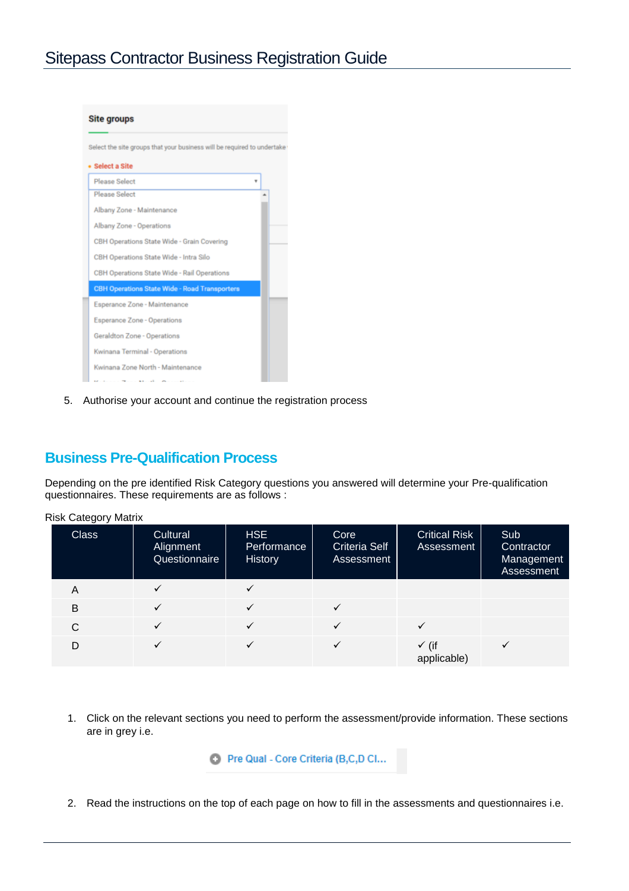Site groups

Select the site groups that your business will be required to undertake

* Select a Site

Please Select

- Please Select
- Albany Zone - Maintenance
- Albany Zone - Operations
- CBH Operations State Wide - Grain Covering
- CBH Operations State Wide - Intra Silo
- CBH Operations State Wide - Rail Operations
- CBH Operations State Wide - Road Transporters
- Esperance Zone - Maintenance
- Esperance Zone - Operations
- Geraldton Zone - Operations
- Kwinana Terminal - Operations
- Kwinana Zone North - Maintenance

5. Authorise your account and continue the registration process

## Business Pre-Qualification Process

Depending on the pre identified Risk Category questions you answered will determine your Pre-qualification questionnaires. These requirements are as follows :

Risk Category Matrix

| Class | Cultural Alignment Questionnaire | HSE Performance History | Core Criteria Self Assessment | Critical Risk Assessment | Sub Contractor Management Assessment |
|---|---|---|---|---|---|
| A | ✓ | ✓ | | | |
| B | ✓ | ✓ | ✓ | | |
| C | ✓ | ✓ | ✓ | ✓ | |
| D | ✓ | ✓ | ✓ | ✓ (if applicable) | ✓ |

1. Click on the relevant sections you need to perform the assessment/provide information. These sections are in grey i.e.

   Pre Qual - Core Criteria (B,C,D Cl...

2. Read the instructions on the top of each page on how to fill in the assessments and questionnaires i.e.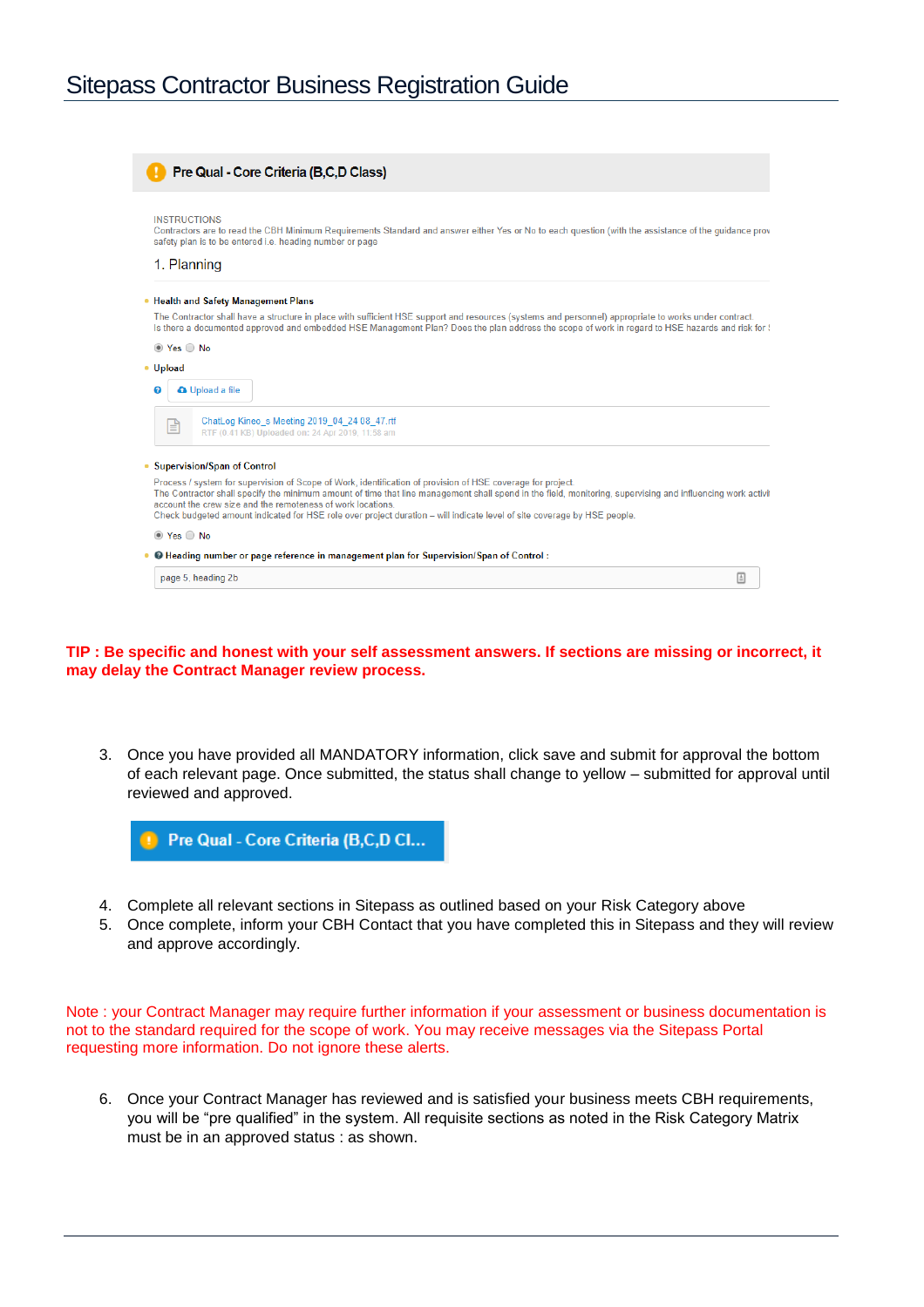**Pre Qual - Core Criteria (B,C,D Class)**

INSTRUCTIONS
Contractors are to read the CBH Minimum Requirements Standard and answer either Yes or No to each question (with the assistance of the guidance prov
safety plan is to be entered i.e. heading number or page

1. Planning

- Health and Safety Management Plans

The Contractor shall have a structure in place with sufficient HSE support and resources (systems and personnel) appropriate to works under contract.
Is there a documented approved and embedded HSE Management Plan? Does the plan address the scope of work in regard to HSE hazards and risk for

(●) Yes ( ) No

- Upload

Upload a file

ChatLog Kineo_s Meeting 2019_04_24 08_47.rtf
RTF (0.41 KB) Uploaded on: 24 Apr 2019, 11:58 am

- Supervision/Span of Control

Process / system for supervision of Scope of Work, identification of provision of HSE coverage for project.
The Contractor shall specify the minimum amount of time that line management shall spend in the field, monitoring, supervising and influencing work activi
account the crew size and the remoteness of work locations.
Check budgeted amount indicated for HSE role over project duration – will indicate level of site coverage by HSE people.

(●) Yes ( ) No

- Heading number or page reference in management plan for Supervision/Span of Control :

page 5, heading 2b

**TIP : Be specific and honest with your self assessment answers. If sections are missing or incorrect, it may delay the Contract Manager review process.**

3. Once you have provided all MANDATORY information, click save and submit for approval the bottom of each relevant page. Once submitted, the status shall change to yellow – submitted for approval until reviewed and approved.

**Pre Qual - Core Criteria (B,C,D Cl...**

4. Complete all relevant sections in Sitepass as outlined based on your Risk Category above
5. Once complete, inform your CBH Contact that you have completed this in Sitepass and they will review and approve accordingly.

Note : your Contract Manager may require further information if your assessment or business documentation is not to the standard required for the scope of work. You may receive messages via the Sitepass Portal requesting more information. Do not ignore these alerts.

6. Once your Contract Manager has reviewed and is satisfied your business meets CBH requirements, you will be "pre qualified" in the system. All requisite sections as noted in the Risk Category Matrix must be in an approved status : as shown.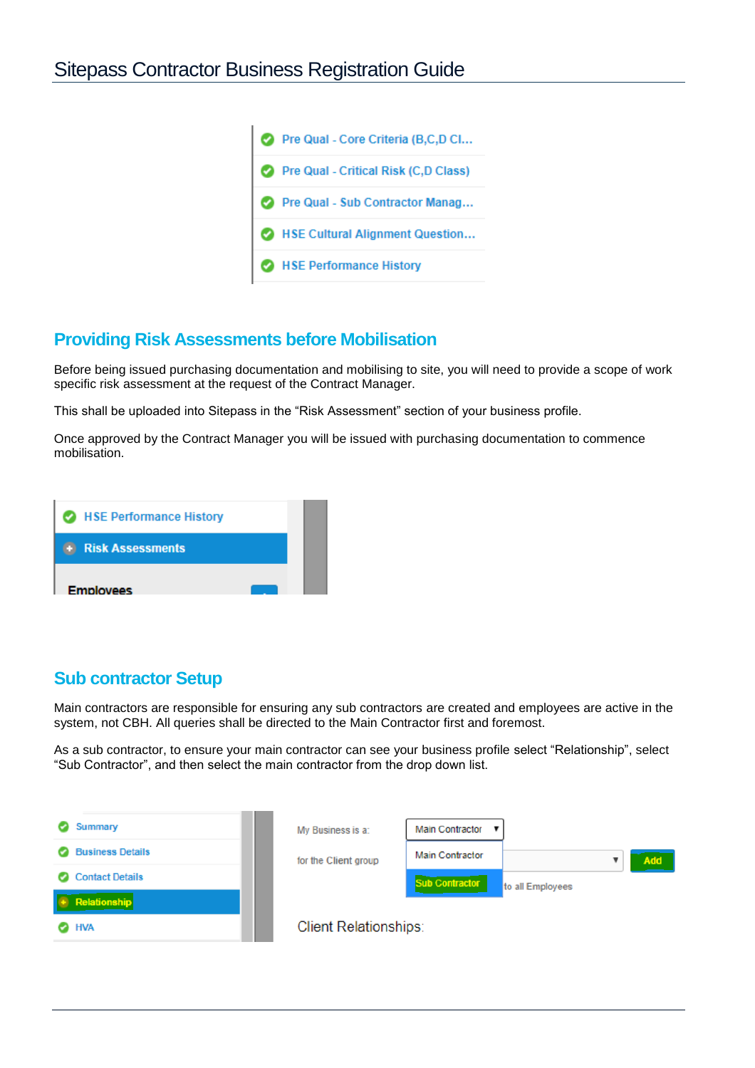## Providing Risk Assessments before Mobilisation

Before being issued purchasing documentation and mobilising to site, you will need to provide a scope of work specific risk assessment at the request of the Contract Manager.

This shall be uploaded into Sitepass in the "Risk Assessment" section of your business profile.

Once approved by the Contract Manager you will be issued with purchasing documentation to commence mobilisation.

## Sub contractor Setup

Main contractors are responsible for ensuring any sub contractors are created and employees are active in the system, not CBH. All queries shall be directed to the Main Contractor first and foremost.

As a sub contractor, to ensure your main contractor can see your business profile select "Relationship", select "Sub Contractor", and then select the main contractor from the drop down list.